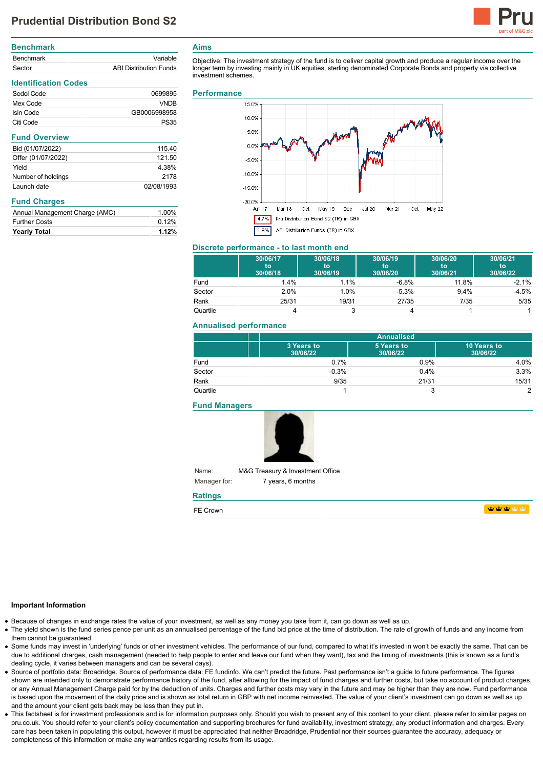# Prudential Distribution Bond S2

## Benchmark

| | |
|---|---|
| Benchmark | Variable |
| Sector | ABI Distribution Funds |

## Identification Codes

| | |
|---|---|
| Sedol Code | 0699895 |
| Mex Code | VNDB |
| Isin Code | GB0006998958 |
| Citi Code | PS35 |

## Fund Overview

| | |
|---|---|
| Bid (01/07/2022) | 115.40 |
| Offer (01/07/2022) | 121.50 |
| Yield | 4.38% |
| Number of holdings | 2178 |
| Launch date | 02/08/1993 |

## Fund Charges

| | |
|---|---|
| Annual Management Charge (AMC) | 1.00% |
| Further Costs | 0.12% |
| **Yearly Total** | **1.12%** |

## Aims

Objective: The investment strategy of the fund is to deliver capital growth and produce a regular income over the longer term by investing mainly in UK equities, sterling denominated Corporate Bonds and property via collective investment schemes.

## Performance

4.7% Pru Distribution Bond S2 (TR) in GBX

1.9% ABI Distribution Funds (TR) in GBX

## Discrete performance - to last month end

| | 30/06/17 to 30/06/18 | 30/06/18 to 30/06/19 | 30/06/19 to 30/06/20 | 30/06/20 to 30/06/21 | 30/06/21 to 30/06/22 |
|---|---|---|---|---|---|
| Fund | 1.4% | 1.1% | -6.8% | 11.8% | -2.1% |
| Sector | 2.0% | 1.0% | -5.3% | 9.4% | -4.5% |
| Rank | 25/31 | 19/31 | 27/35 | 7/35 | 5/35 |
| Quartile | 4 | 3 | 4 | 1 | 1 |

## Annualised performance

| | Annualised | | |
|---|---|---|---|
| | 3 Years to 30/06/22 | 5 Years to 30/06/22 | 10 Years to 30/06/22 |
| Fund | 0.7% | 0.9% | 4.0% |
| Sector | -0.3% | 0.4% | 3.3% |
| Rank | 9/35 | 21/31 | 15/31 |
| Quartile | 1 | 3 | 2 |

## Fund Managers

Name: M&G Treasury & Investment Office

Manager for: 7 years, 6 months

## Ratings

FE Crown

### Important Information

- Because of changes in exchange rates the value of your investment, as well as any money you take from it, can go down as well as up.
- The yield shown is the fund series pence per unit as an annualised percentage of the fund bid price at the time of distribution. The rate of growth of funds and any income from them cannot be guaranteed.
- Some funds may invest in 'underlying' funds or other investment vehicles. The performance of our fund, compared to what it's invested in won't be exactly the same. That can be due to additional charges, cash management (needed to help people to enter and leave our fund when they want), tax and the timing of investments (this is known as a fund's dealing cycle, it varies between managers and can be several days).
- Source of portfolio data: Broadridge. Source of performance data: FE fundinfo. We can't predict the future. Past performance isn't a guide to future performance. The figures shown are intended only to demonstrate performance history of the fund, after allowing for the impact of fund charges and further costs, but take no account of product charges, or any Annual Management Charge paid for by the deduction of units. Charges and further costs may vary in the future and may be higher than they are now. Fund performance is based upon the movement of the daily price and is shown as total return in GBP with net income reinvested. The value of your client's investment can go down as well as up and the amount your client gets back may be less than they put in.
- This factsheet is for investment professionals and is for information purposes only. Should you wish to present any of this content to your client, please refer to similar pages on pru.co.uk. You should refer to your client's policy documentation and supporting brochures for fund availability, investment strategy, any product information and charges. Every care has been taken in populating this output, however it must be appreciated that neither Broadridge, Prudential nor their sources guarantee the accuracy, adequacy or completeness of this information or make any warranties regarding results from its usage.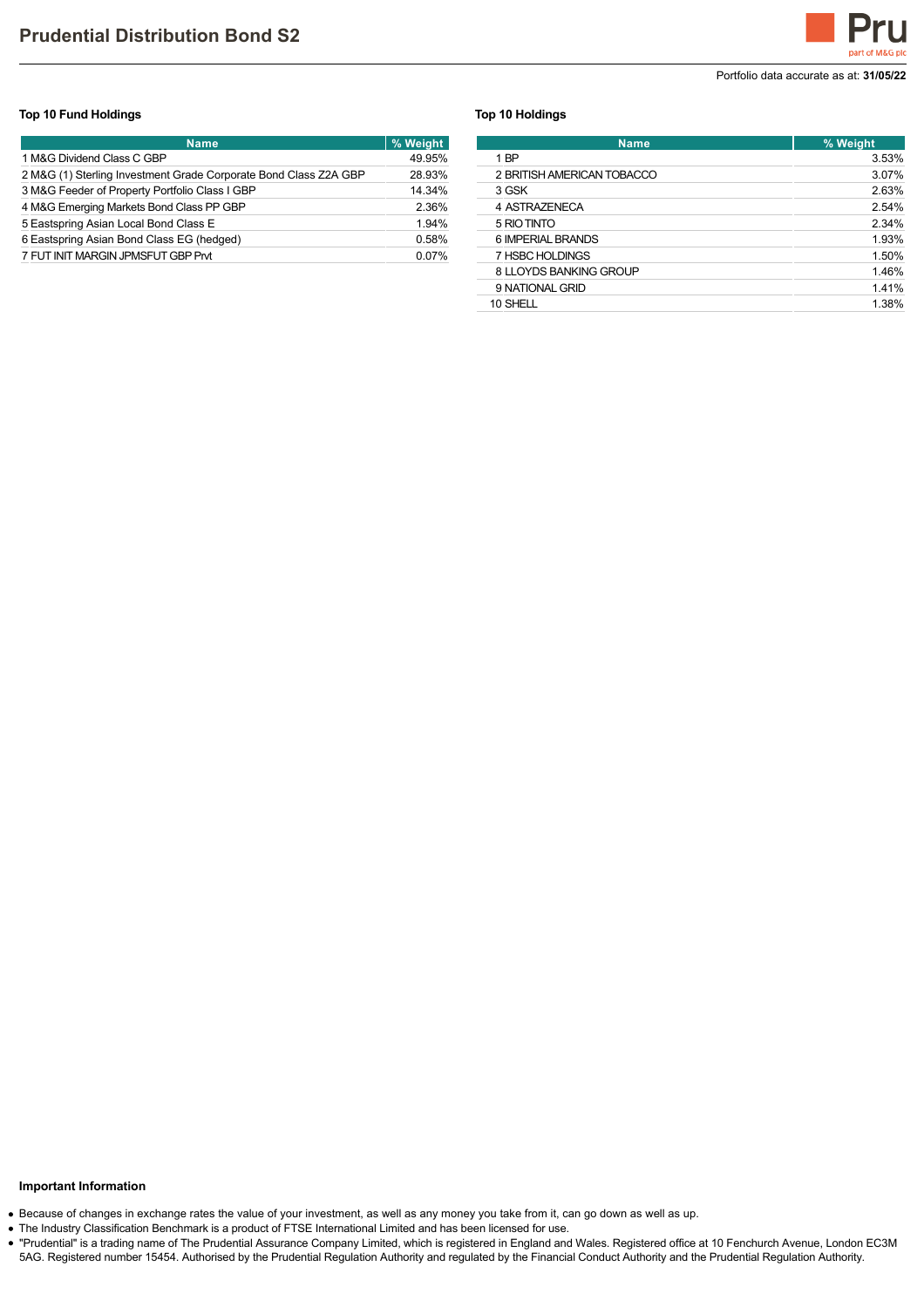# Prudential Distribution Bond S2

Portfolio data accurate as at: **31/05/22**

### Top 10 Fund Holdings

| Name | % Weight |
|---|---|
| 1 M&G Dividend Class C GBP | 49.95% |
| 2 M&G (1) Sterling Investment Grade Corporate Bond Class Z2A GBP | 28.93% |
| 3 M&G Feeder of Property Portfolio Class I GBP | 14.34% |
| 4 M&G Emerging Markets Bond Class PP GBP | 2.36% |
| 5 Eastspring Asian Local Bond Class E | 1.94% |
| 6 Eastspring Asian Bond Class EG (hedged) | 0.58% |
| 7 FUT INIT MARGIN JPMSFUT GBP Prvt | 0.07% |

### Top 10 Holdings

| Name | % Weight |
|---|---|
| 1 BP | 3.53% |
| 2 BRITISH AMERICAN TOBACCO | 3.07% |
| 3 GSK | 2.63% |
| 4 ASTRAZENECA | 2.54% |
| 5 RIO TINTO | 2.34% |
| 6 IMPERIAL BRANDS | 1.93% |
| 7 HSBC HOLDINGS | 1.50% |
| 8 LLOYDS BANKING GROUP | 1.46% |
| 9 NATIONAL GRID | 1.41% |
| 10 SHELL | 1.38% |

### Important Information

- Because of changes in exchange rates the value of your investment, as well as any money you take from it, can go down as well as up.
- The Industry Classification Benchmark is a product of FTSE International Limited and has been licensed for use.
- "Prudential" is a trading name of The Prudential Assurance Company Limited, which is registered in England and Wales. Registered office at 10 Fenchurch Avenue, London EC3M 5AG. Registered number 15454. Authorised by the Prudential Regulation Authority and regulated by the Financial Conduct Authority and the Prudential Regulation Authority.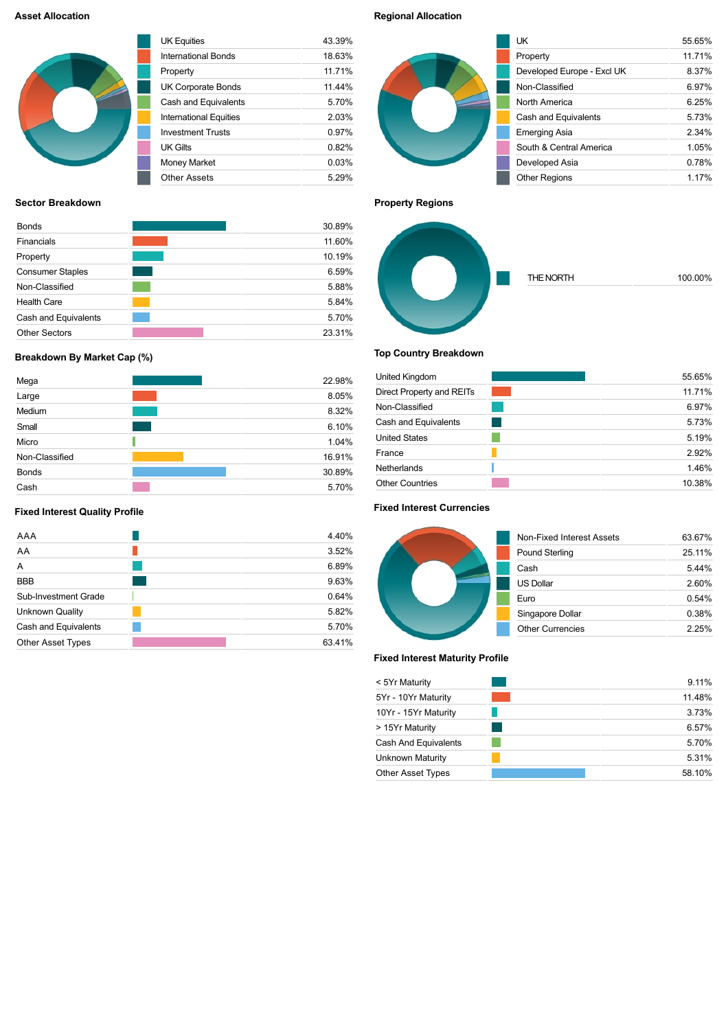## Asset Allocation

UK Equities 43.39%
International Bonds 18.63%
Property 11.71%
UK Corporate Bonds 11.44%
Cash and Equivalents 5.70%
International Equities 2.03%
Investment Trusts 0.97%
UK Gilts 0.82%
Money Market 0.03%
Other Assets 5.29%

## Regional Allocation

UK 55.65%
Property 11.71%
Developed Europe - Excl UK 8.37%
Non-Classified 6.97%
North America 6.25%
Cash and Equivalents 5.73%
Emerging Asia 2.34%
South & Central America 1.05%
Developed Asia 0.78%
Other Regions 1.17%

## Sector Breakdown

Bonds 30.89%
Financials 11.60%
Property 10.19%
Consumer Staples 6.59%
Non-Classified 5.88%
Health Care 5.84%
Cash and Equivalents 5.70%
Other Sectors 23.31%

## Property Regions

THE NORTH 100.00%

## Breakdown By Market Cap (%)

Mega 22.98%
Large 8.05%
Medium 8.32%
Small 6.10%
Micro 1.04%
Non-Classified 16.91%
Bonds 30.89%
Cash 5.70%

## Top Country Breakdown

United Kingdom 55.65%
Direct Property and REITs 11.71%
Non-Classified 6.97%
Cash and Equivalents 5.73%
United States 5.19%
France 2.92%
Netherlands 1.46%
Other Countries 10.38%

## Fixed Interest Quality Profile

AAA 4.40%
AA 3.52%
A 6.89%
BBB 9.63%
Sub-Investment Grade 0.64%
Unknown Quality 5.82%
Cash and Equivalents 5.70%
Other Asset Types 63.41%

## Fixed Interest Currencies

Non-Fixed Interest Assets 63.67%
Pound Sterling 25.11%
Cash 5.44%
US Dollar 2.60%
Euro 0.54%
Singapore Dollar 0.38%
Other Currencies 2.25%

## Fixed Interest Maturity Profile

< 5Yr Maturity 9.11%
5Yr - 10Yr Maturity 11.48%
10Yr - 15Yr Maturity 3.73%
> 15Yr Maturity 6.57%
Cash And Equivalents 5.70%
Unknown Maturity 5.31%
Other Asset Types 58.10%